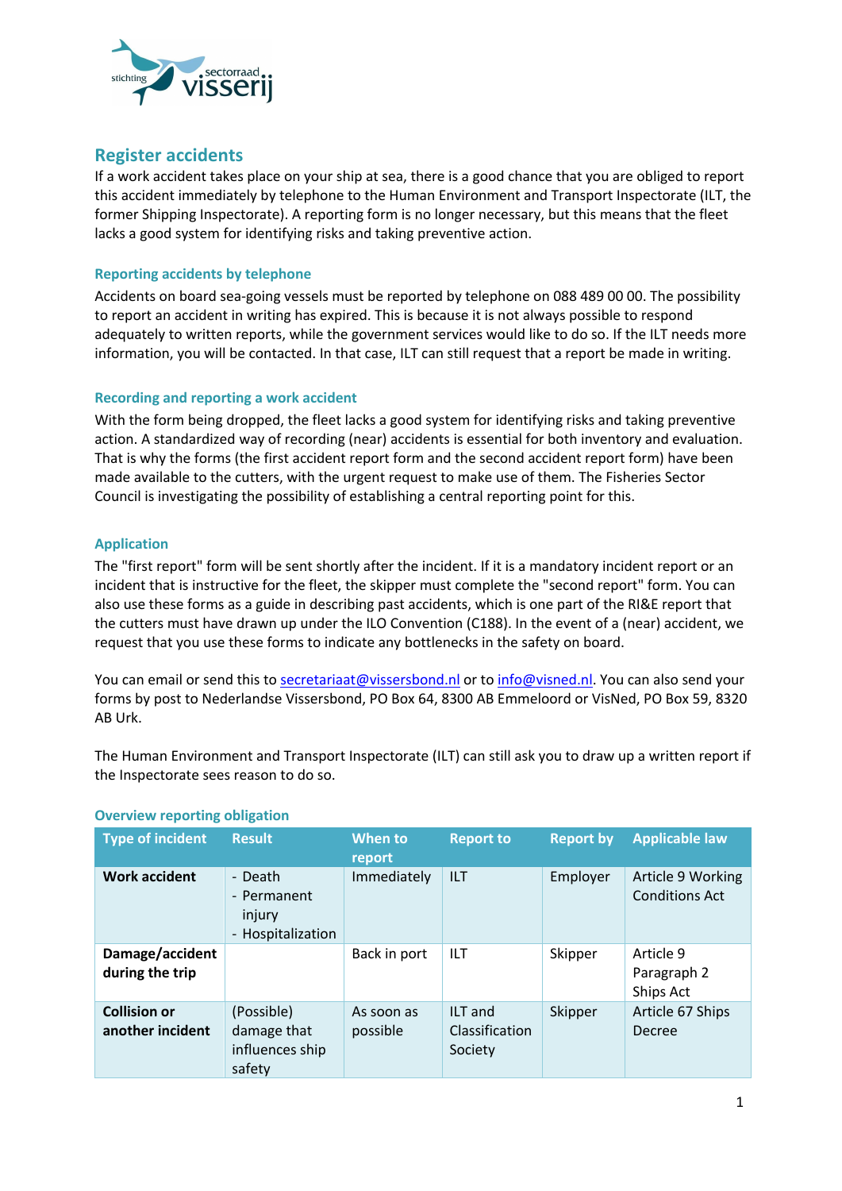## Register accidents

If a work accident takes place on your ship at sea, there is a good chance that you are obliged to report this accident immediately by telephone to the Human Environment and Transport Inspectorate (ILT, the former Shipping Inspectorate). A reporting form is no longer necessary, but this means that the fleet lacks a good system for identifying risks and taking preventive action.

### Reporting accidents by telephone

Accidents on board sea-going vessels must be reported by telephone on 088 489 00 00. The possibility to report an accident in writing has expired. This is because it is not always possible to respond adequately to written reports, while the government services would like to do so. If the ILT needs more information, you will be contacted. In that case, ILT can still request that a report be made in writing.

### Recording and reporting a work accident

With the form being dropped, the fleet lacks a good system for identifying risks and taking preventive action. A standardized way of recording (near) accidents is essential for both inventory and evaluation. That is why the forms (the first accident report form and the second accident report form) have been made available to the cutters, with the urgent request to make use of them. The Fisheries Sector Council is investigating the possibility of establishing a central reporting point for this.

### Application

The "first report" form will be sent shortly after the incident. If it is a mandatory incident report or an incident that is instructive for the fleet, the skipper must complete the "second report" form. You can also use these forms as a guide in describing past accidents, which is one part of the RI&E report that the cutters must have drawn up under the ILO Convention (C188). In the event of a (near) accident, we request that you use these forms to indicate any bottlenecks in the safety on board.

You can email or send this to secretariaat@vissersbond.nl or to info@visned.nl. You can also send your forms by post to Nederlandse Vissersbond, PO Box 64, 8300 AB Emmeloord or VisNed, PO Box 59, 8320 AB Urk.

The Human Environment and Transport Inspectorate (ILT) can still ask you to draw up a written report if the Inspectorate sees reason to do so.

### Overview reporting obligation

| Type of incident | Result | When to report | Report to | Report by | Applicable law |
|---|---|---|---|---|---|
| **Work accident** | - Death<br>- Permanent injury<br>- Hospitalization | Immediately | ILT | Employer | Article 9 Working Conditions Act |
| **Damage/accident during the trip** | | Back in port | ILT | Skipper | Article 9 Paragraph 2 Ships Act |
| **Collision or another incident** | (Possible) damage that influences ship safety | As soon as possible | ILT and Classification Society | Skipper | Article 67 Ships Decree |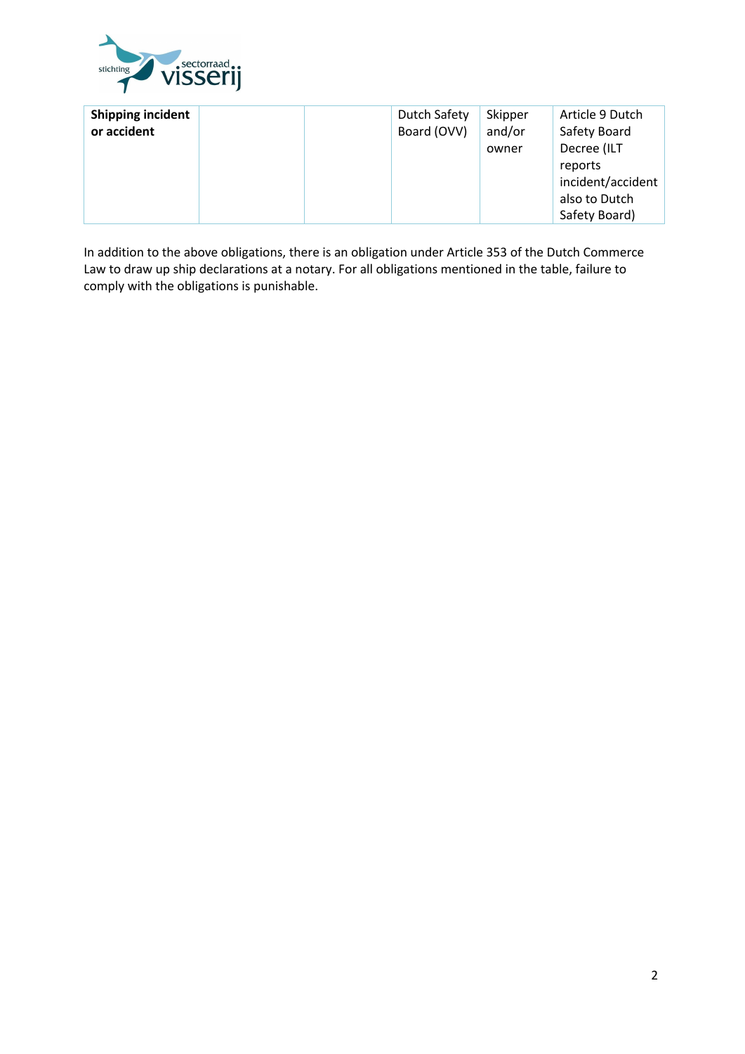| | | | | | |
|---|---|---|---|---|---|
| **Shipping incident or accident** | | | Dutch Safety Board (OVV) | Skipper and/or owner | Article 9 Dutch Safety Board Decree (ILT reports incident/accident also to Dutch Safety Board) |

In addition to the above obligations, there is an obligation under Article 353 of the Dutch Commerce Law to draw up ship declarations at a notary. For all obligations mentioned in the table, failure to comply with the obligations is punishable.